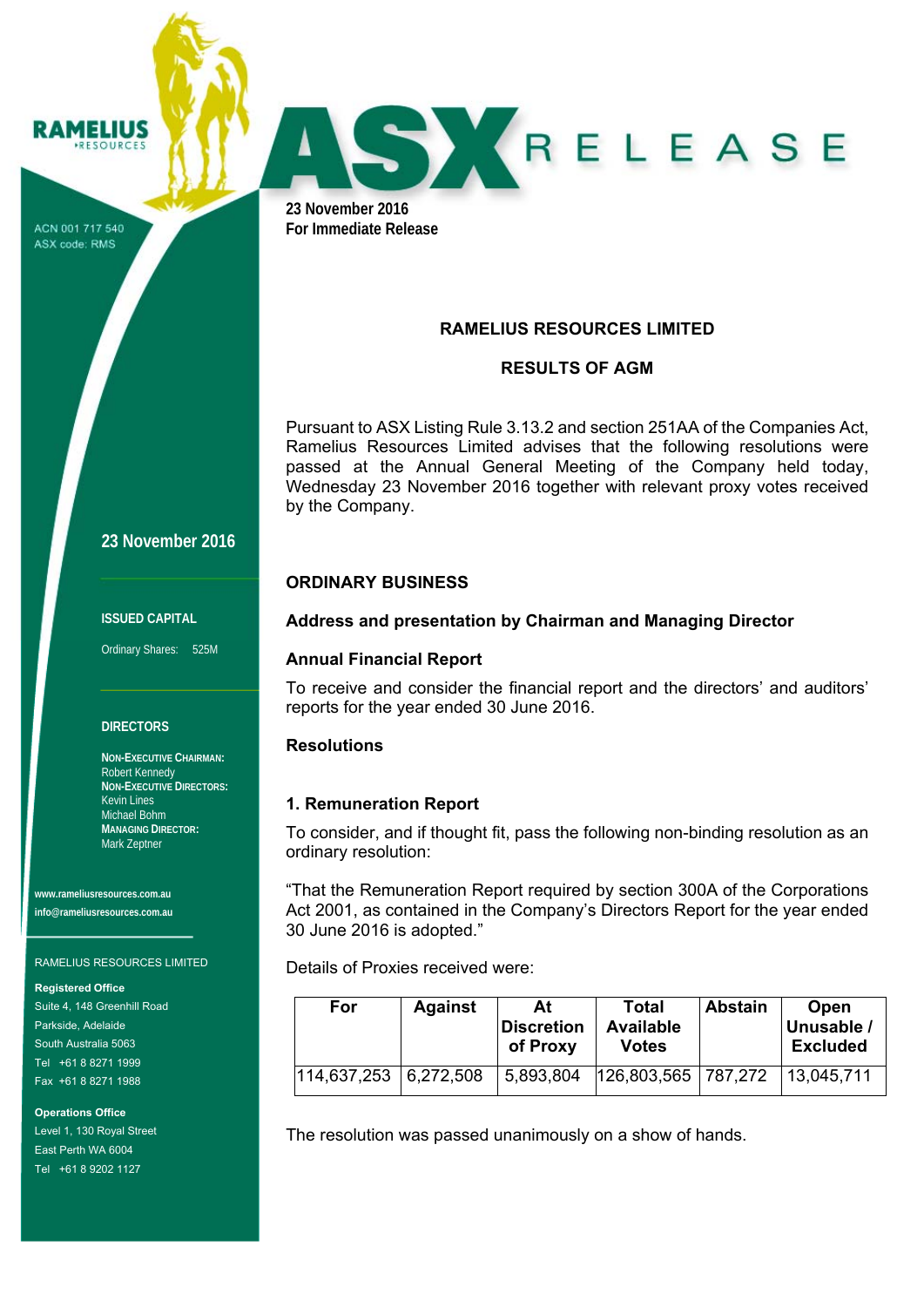# ASX RELEASE

**23 November 2016**
**For Immediate Release**

RAMELIUS RESOURCES

ACN 001 717 540
ASX code: RMS

**23 November 2016**

**ISSUED CAPITAL**

Ordinary Shares: 525M

**DIRECTORS**

**NON-EXECUTIVE CHAIRMAN:**
Robert Kennedy
**NON-EXECUTIVE DIRECTORS:**
Kevin Lines
Michael Bohm
**MANAGING DIRECTOR:**
Mark Zeptner

**www.rameliusresources.com.au**
**info@rameliusresources.com.au**

RAMELIUS RESOURCES LIMITED

**Registered Office**
Suite 4, 148 Greenhill Road
Parkside, Adelaide
South Australia 5063
Tel +61 8 8271 1999
Fax +61 8 8271 1988

**Operations Office**
Level 1, 130 Royal Street
East Perth WA 6004
Tel +61 8 9202 1127

## RAMELIUS RESOURCES LIMITED

## RESULTS OF AGM

Pursuant to ASX Listing Rule 3.13.2 and section 251AA of the Companies Act, Ramelius Resources Limited advises that the following resolutions were passed at the Annual General Meeting of the Company held today, Wednesday 23 November 2016 together with relevant proxy votes received by the Company.

## ORDINARY BUSINESS

### Address and presentation by Chairman and Managing Director

### Annual Financial Report

To receive and consider the financial report and the directors' and auditors' reports for the year ended 30 June 2016.

### Resolutions

### 1. Remuneration Report

To consider, and if thought fit, pass the following non-binding resolution as an ordinary resolution:

"That the Remuneration Report required by section 300A of the Corporations Act 2001, as contained in the Company's Directors Report for the year ended 30 June 2016 is adopted."

Details of Proxies received were:

| For | Against | At Discretion of Proxy | Total Available Votes | Abstain | Open Unusable / Excluded |
|---|---|---|---|---|---|
| 114,637,253 | 6,272,508 | 5,893,804 | 126,803,565 | 787,272 | 13,045,711 |

The resolution was passed unanimously on a show of hands.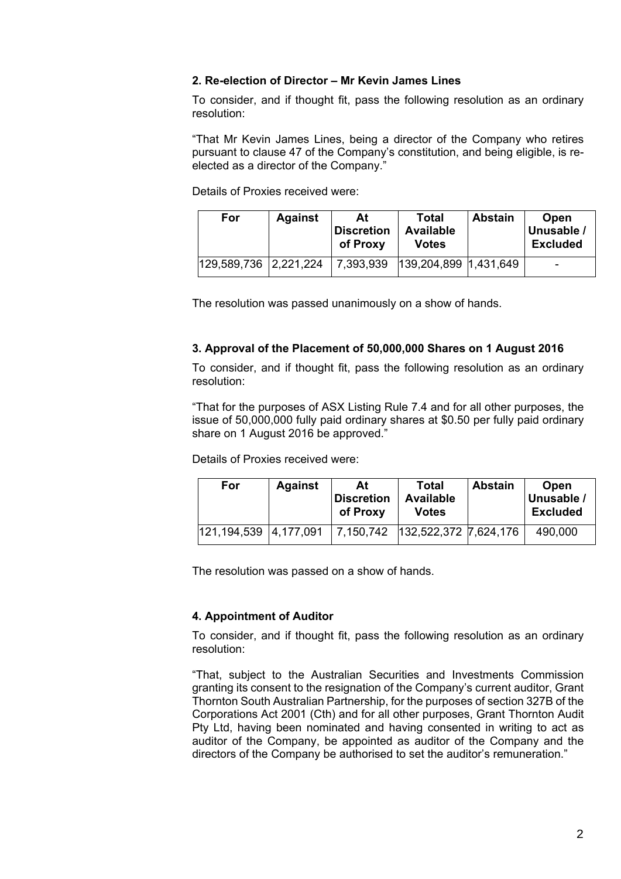### 2. Re-election of Director – Mr Kevin James Lines

To consider, and if thought fit, pass the following resolution as an ordinary resolution:

"That Mr Kevin James Lines, being a director of the Company who retires pursuant to clause 47 of the Company's constitution, and being eligible, is re-elected as a director of the Company."

Details of Proxies received were:

| For | Against | At Discretion of Proxy | Total Available Votes | Abstain | Open Unusable / Excluded |
|---|---|---|---|---|---|
| 129,589,736 | 2,221,224 | 7,393,939 | 139,204,899 | 1,431,649 | - |

The resolution was passed unanimously on a show of hands.

### 3. Approval of the Placement of 50,000,000 Shares on 1 August 2016

To consider, and if thought fit, pass the following resolution as an ordinary resolution:

"That for the purposes of ASX Listing Rule 7.4 and for all other purposes, the issue of 50,000,000 fully paid ordinary shares at $0.50 per fully paid ordinary share on 1 August 2016 be approved."

Details of Proxies received were:

| For | Against | At Discretion of Proxy | Total Available Votes | Abstain | Open Unusable / Excluded |
|---|---|---|---|---|---|
| 121,194,539 | 4,177,091 | 7,150,742 | 132,522,372 | 7,624,176 | 490,000 |

The resolution was passed on a show of hands.

### 4. Appointment of Auditor

To consider, and if thought fit, pass the following resolution as an ordinary resolution:

"That, subject to the Australian Securities and Investments Commission granting its consent to the resignation of the Company's current auditor, Grant Thornton South Australian Partnership, for the purposes of section 327B of the Corporations Act 2001 (Cth) and for all other purposes, Grant Thornton Audit Pty Ltd, having been nominated and having consented in writing to act as auditor of the Company, be appointed as auditor of the Company and the directors of the Company be authorised to set the auditor's remuneration."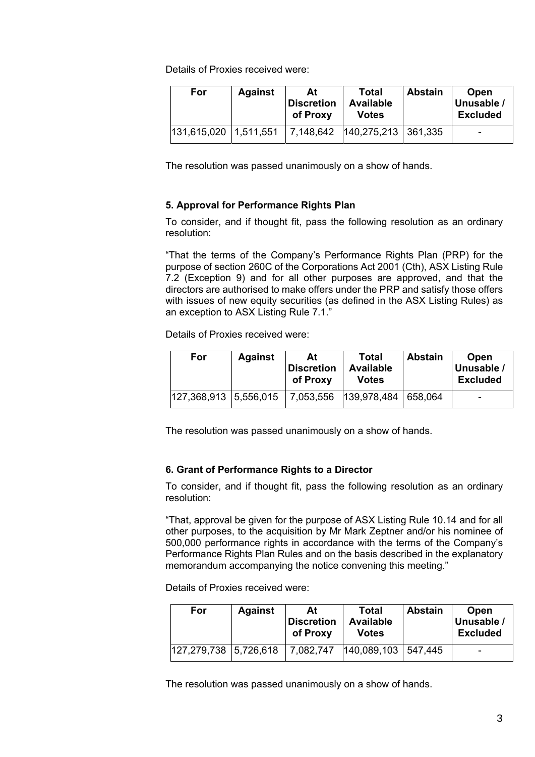Details of Proxies received were:

| For | Against | At Discretion of Proxy | Total Available Votes | Abstain | Open Unusable / Excluded |
|---|---|---|---|---|---|
| 131,615,020 | 1,511,551 | 7,148,642 | 140,275,213 | 361,335 | - |

The resolution was passed unanimously on a show of hands.

### 5. Approval for Performance Rights Plan

To consider, and if thought fit, pass the following resolution as an ordinary resolution:

"That the terms of the Company's Performance Rights Plan (PRP) for the purpose of section 260C of the Corporations Act 2001 (Cth), ASX Listing Rule 7.2 (Exception 9) and for all other purposes are approved, and that the directors are authorised to make offers under the PRP and satisfy those offers with issues of new equity securities (as defined in the ASX Listing Rules) as an exception to ASX Listing Rule 7.1."

Details of Proxies received were:

| For | Against | At Discretion of Proxy | Total Available Votes | Abstain | Open Unusable / Excluded |
|---|---|---|---|---|---|
| 127,368,913 | 5,556,015 | 7,053,556 | 139,978,484 | 658,064 | - |

The resolution was passed unanimously on a show of hands.

### 6. Grant of Performance Rights to a Director

To consider, and if thought fit, pass the following resolution as an ordinary resolution:

"That, approval be given for the purpose of ASX Listing Rule 10.14 and for all other purposes, to the acquisition by Mr Mark Zeptner and/or his nominee of 500,000 performance rights in accordance with the terms of the Company's Performance Rights Plan Rules and on the basis described in the explanatory memorandum accompanying the notice convening this meeting."

Details of Proxies received were:

| For | Against | At Discretion of Proxy | Total Available Votes | Abstain | Open Unusable / Excluded |
|---|---|---|---|---|---|
| 127,279,738 | 5,726,618 | 7,082,747 | 140,089,103 | 547,445 | - |

The resolution was passed unanimously on a show of hands.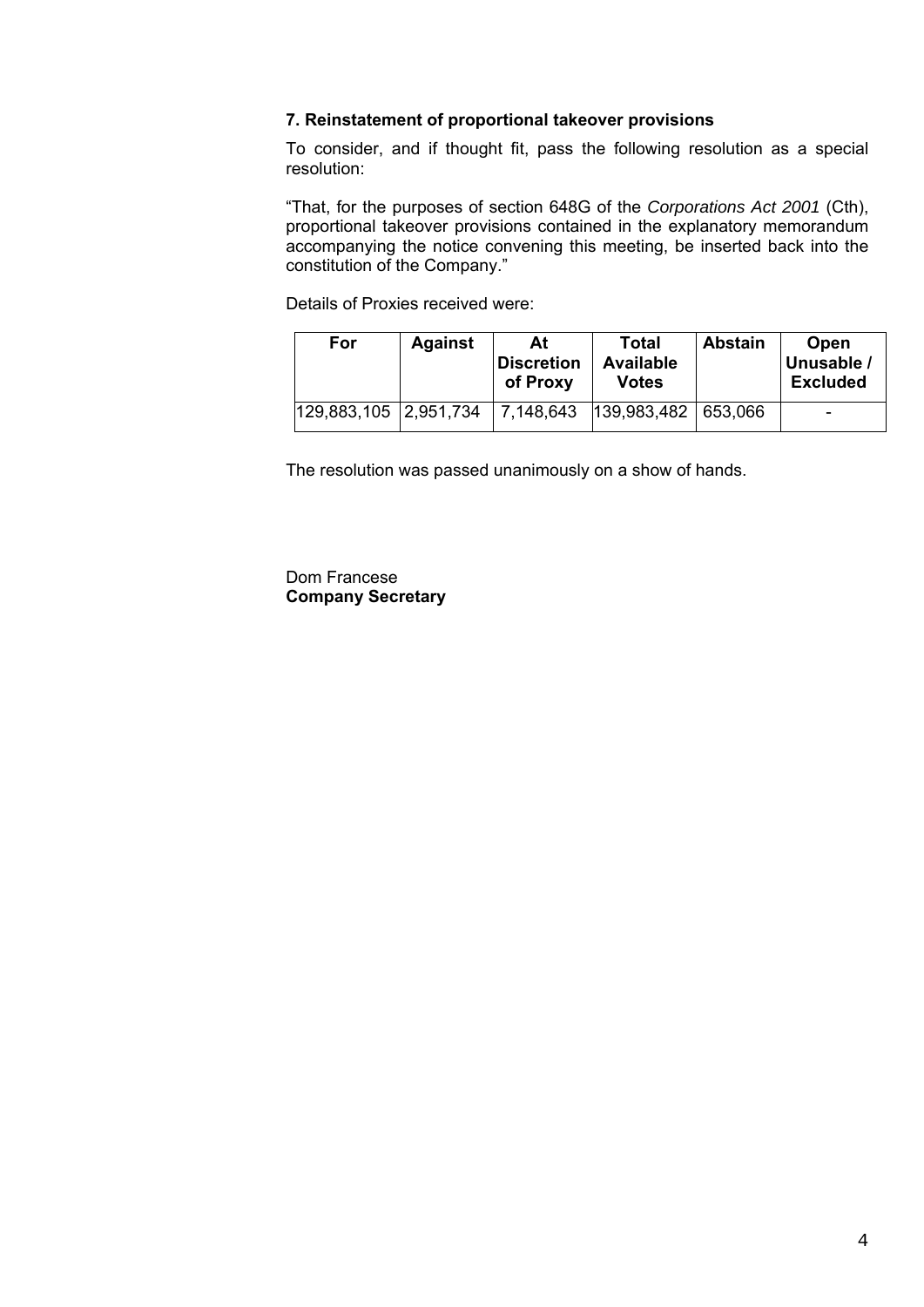### 7. Reinstatement of proportional takeover provisions

To consider, and if thought fit, pass the following resolution as a special resolution:

"That, for the purposes of section 648G of the *Corporations Act 2001* (Cth), proportional takeover provisions contained in the explanatory memorandum accompanying the notice convening this meeting, be inserted back into the constitution of the Company."

Details of Proxies received were:

| For | Against | At Discretion of Proxy | Total Available Votes | Abstain | Open Unusable / Excluded |
|---|---|---|---|---|---|
| 129,883,105 | 2,951,734 | 7,148,643 | 139,983,482 | 653,066 | - |

The resolution was passed unanimously on a show of hands.

Dom Francese
**Company Secretary**